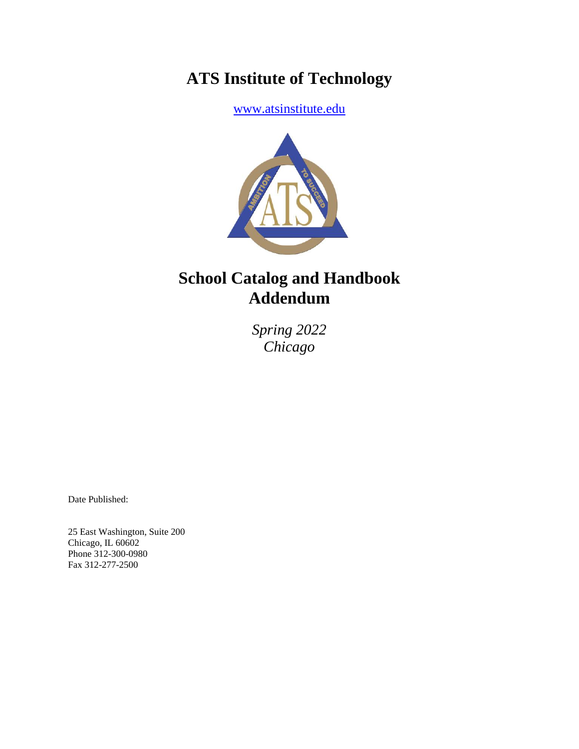# ATS Institute of Technology

www.atsinstitute.edu

# School Catalog and Handbook Addendum

*Spring 2022*
*Chicago*

Date Published:

25 East Washington, Suite 200
Chicago, IL 60602
Phone 312-300-0980
Fax 312-277-2500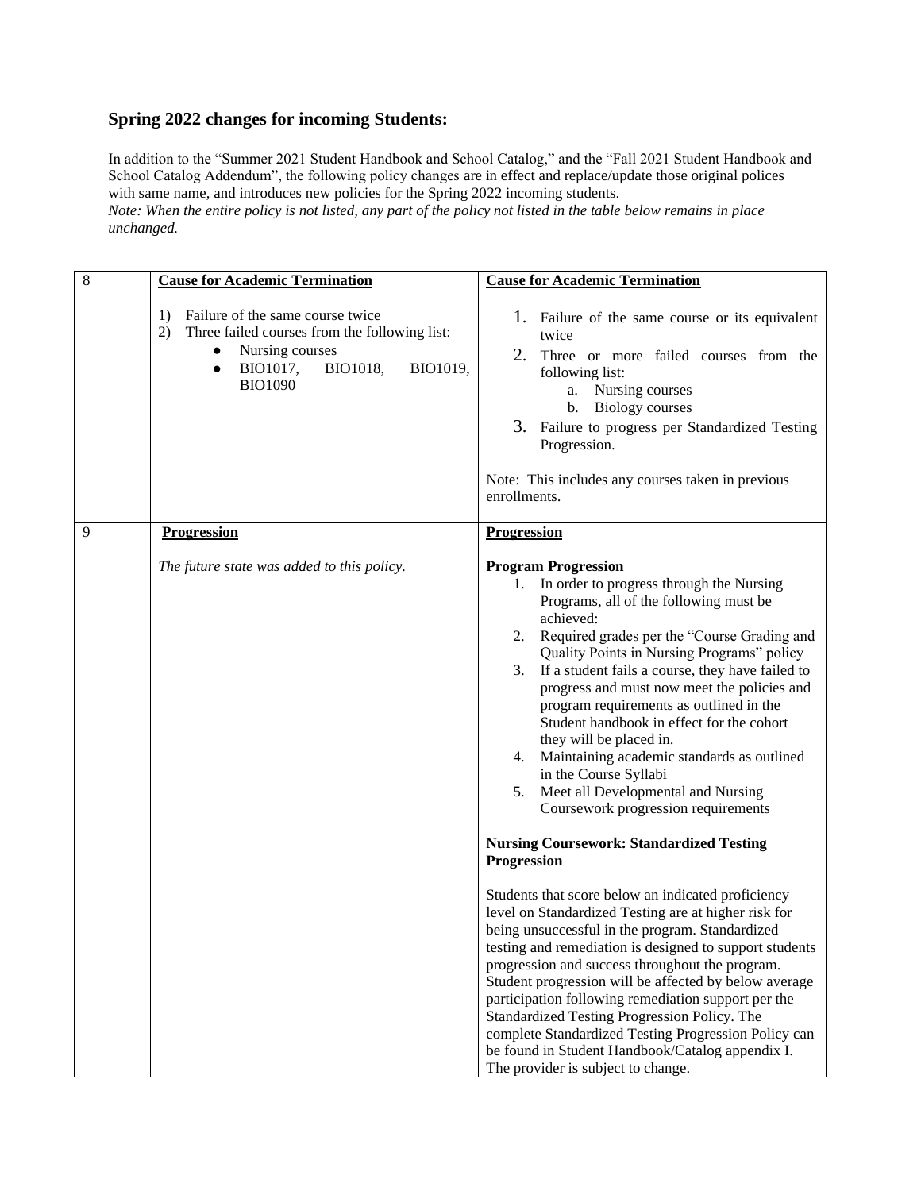## Spring 2022 changes for incoming Students:

In addition to the "Summer 2021 Student Handbook and School Catalog," and the "Fall 2021 Student Handbook and School Catalog Addendum", the following policy changes are in effect and replace/update those original polices with same name, and introduces new policies for the Spring 2022 incoming students.

*Note: When the entire policy is not listed, any part of the policy not listed in the table below remains in place unchanged.*

| | | |
|---|---|---|
| 8 | **<u>Cause for Academic Termination</u>**<br><br>1) Failure of the same course twice<br>2) Three failed courses from the following list:<br>● Nursing courses<br>● BIO1017, BIO1018, BIO1019, BIO1090 | **<u>Cause for Academic Termination</u>**<br><br>1. Failure of the same course or its equivalent twice<br>2. Three or more failed courses from the following list:<br>a. Nursing courses<br>b. Biology courses<br>3. Failure to progress per Standardized Testing Progression.<br><br>Note: This includes any courses taken in previous enrollments. |
| 9 | **<u>Progression</u>**<br><br>*The future state was added to this policy.* | **<u>Progression</u>**<br><br>**Program Progression**<br>1. In order to progress through the Nursing Programs, all of the following must be achieved:<br>2. Required grades per the "Course Grading and Quality Points in Nursing Programs" policy<br>3. If a student fails a course, they have failed to progress and must now meet the policies and program requirements as outlined in the Student handbook in effect for the cohort they will be placed in.<br>4. Maintaining academic standards as outlined in the Course Syllabi<br>5. Meet all Developmental and Nursing Coursework progression requirements<br><br>**Nursing Coursework: Standardized Testing Progression**<br><br>Students that score below an indicated proficiency level on Standardized Testing are at higher risk for being unsuccessful in the program. Standardized testing and remediation is designed to support students progression and success throughout the program. Student progression will be affected by below average participation following remediation support per the Standardized Testing Progression Policy. The complete Standardized Testing Progression Policy can be found in Student Handbook/Catalog appendix I. The provider is subject to change. |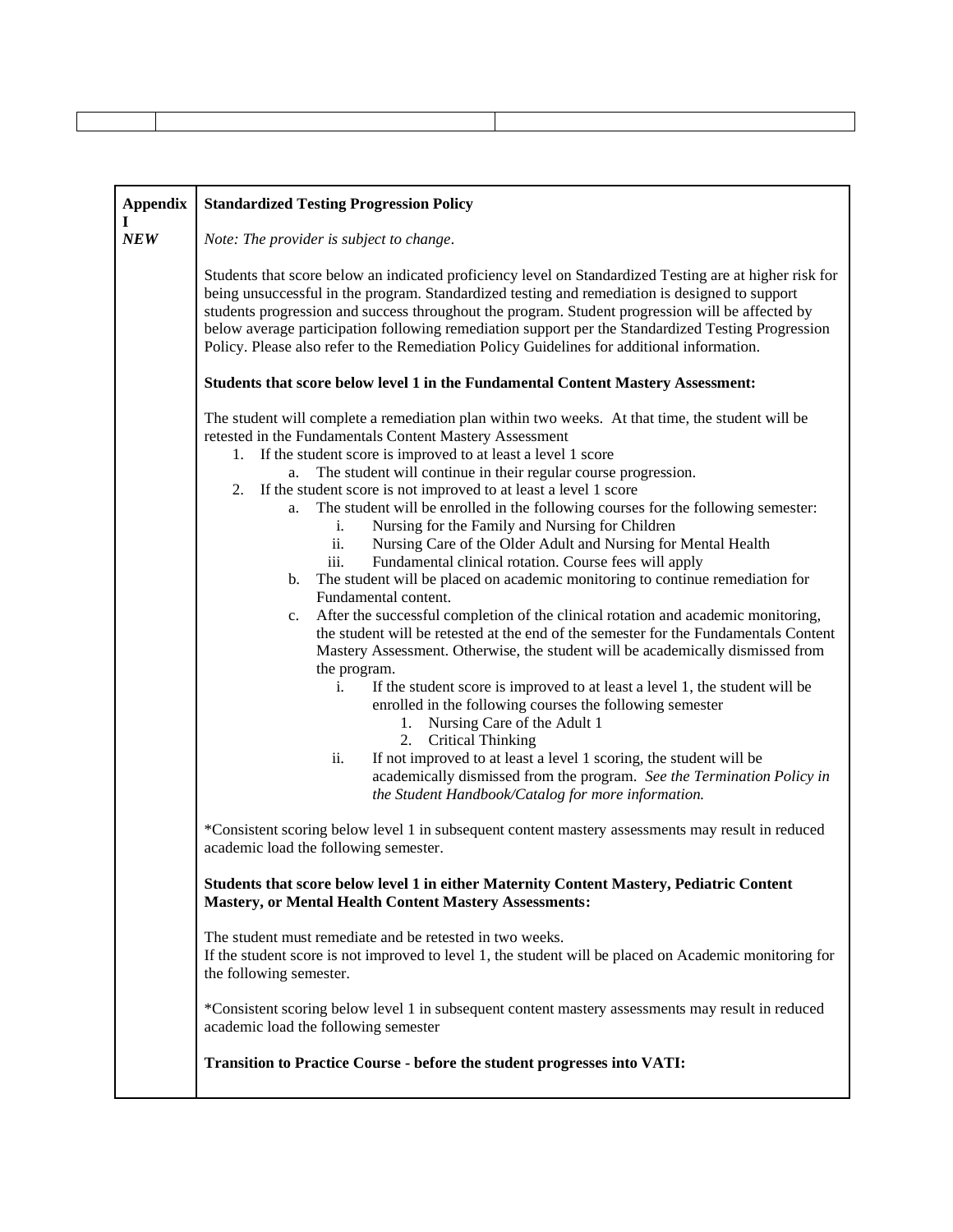| Appendix I *NEW* | **Standardized Testing Progression Policy** |
|---|---|

*Note: The provider is subject to change*.

Students that score below an indicated proficiency level on Standardized Testing are at higher risk for being unsuccessful in the program. Standardized testing and remediation is designed to support students progression and success throughout the program. Student progression will be affected by below average participation following remediation support per the Standardized Testing Progression Policy. Please also refer to the Remediation Policy Guidelines for additional information.

**Students that score below level 1 in the Fundamental Content Mastery Assessment:**

The student will complete a remediation plan within two weeks. At that time, the student will be retested in the Fundamentals Content Mastery Assessment

1. If the student score is improved to at least a level 1 score
   a. The student will continue in their regular course progression.
2. If the student score is not improved to at least a level 1 score
   a. The student will be enrolled in the following courses for the following semester:
      i. Nursing for the Family and Nursing for Children
      ii. Nursing Care of the Older Adult and Nursing for Mental Health
      iii. Fundamental clinical rotation. Course fees will apply
   b. The student will be placed on academic monitoring to continue remediation for Fundamental content.
   c. After the successful completion of the clinical rotation and academic monitoring, the student will be retested at the end of the semester for the Fundamentals Content Mastery Assessment. Otherwise, the student will be academically dismissed from the program.
      i. If the student score is improved to at least a level 1, the student will be enrolled in the following courses the following semester
         1. Nursing Care of the Adult 1
         2. Critical Thinking
      ii. If not improved to at least a level 1 scoring, the student will be academically dismissed from the program. *See the Termination Policy in the Student Handbook/Catalog for more information.*

*Consistent scoring below level 1 in subsequent content mastery assessments may result in reduced academic load the following semester.

**Students that score below level 1 in either Maternity Content Mastery, Pediatric Content Mastery, or Mental Health Content Mastery Assessments:**

The student must remediate and be retested in two weeks.
If the student score is not improved to level 1, the student will be placed on Academic monitoring for the following semester.

*Consistent scoring below level 1 in subsequent content mastery assessments may result in reduced academic load the following semester

**Transition to Practice Course - before the student progresses into VATI:**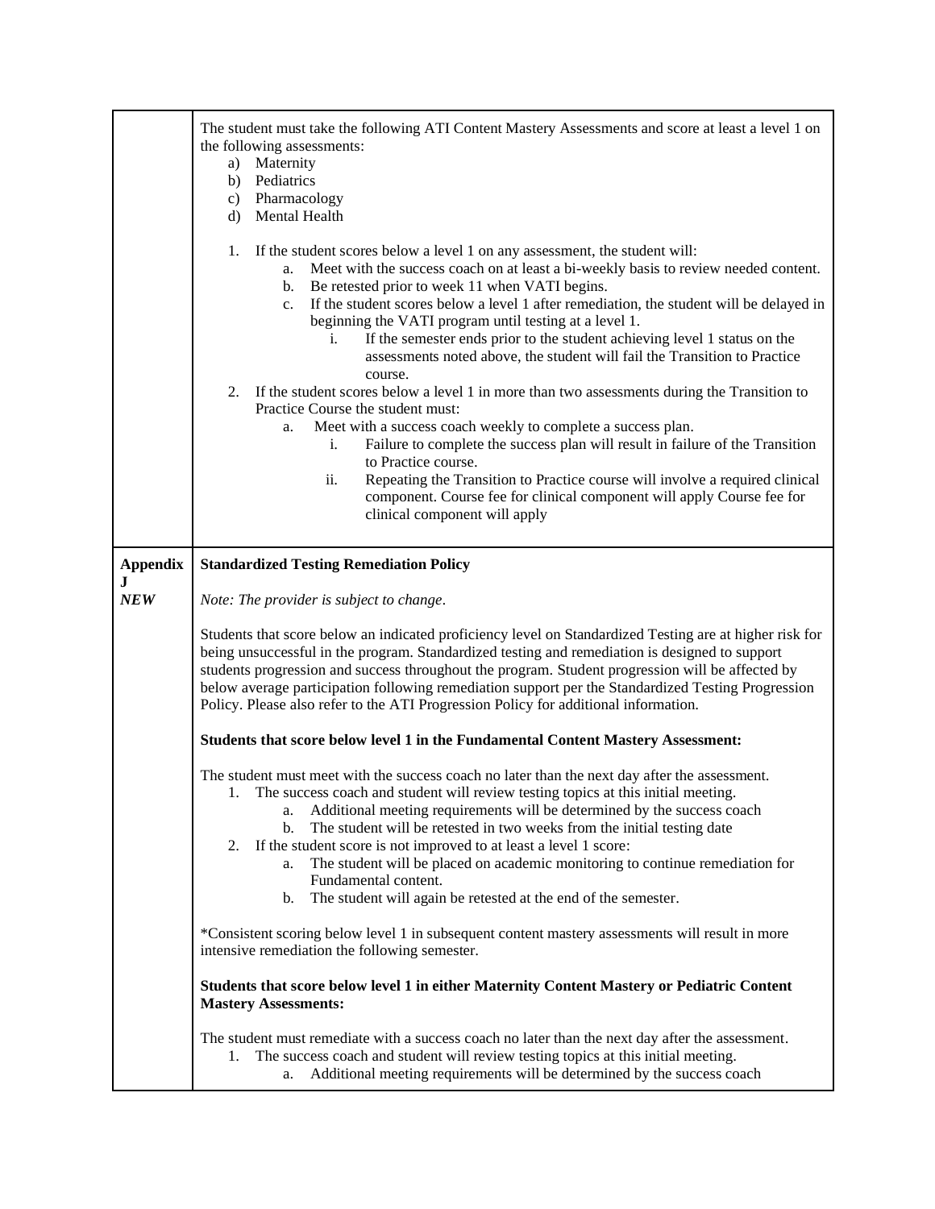| | |
|---|---|
| | The student must take the following ATI Content Mastery Assessments and score at least a level 1 on the following assessments:<br>a) Maternity<br>b) Pediatrics<br>c) Pharmacology<br>d) Mental Health<br><br>1. If the student scores below a level 1 on any assessment, the student will:<br>&nbsp;&nbsp;&nbsp;&nbsp;a. Meet with the success coach on at least a bi-weekly basis to review needed content.<br>&nbsp;&nbsp;&nbsp;&nbsp;b. Be retested prior to week 11 when VATI begins.<br>&nbsp;&nbsp;&nbsp;&nbsp;c. If the student scores below a level 1 after remediation, the student will be delayed in beginning the VATI program until testing at a level 1.<br>&nbsp;&nbsp;&nbsp;&nbsp;&nbsp;&nbsp;&nbsp;&nbsp;i. If the semester ends prior to the student achieving level 1 status on the assessments noted above, the student will fail the Transition to Practice course.<br>2. If the student scores below a level 1 in more than two assessments during the Transition to Practice Course the student must:<br>&nbsp;&nbsp;&nbsp;&nbsp;a. Meet with a success coach weekly to complete a success plan.<br>&nbsp;&nbsp;&nbsp;&nbsp;&nbsp;&nbsp;&nbsp;&nbsp;i. Failure to complete the success plan will result in failure of the Transition to Practice course.<br>&nbsp;&nbsp;&nbsp;&nbsp;&nbsp;&nbsp;&nbsp;&nbsp;ii. Repeating the Transition to Practice course will involve a required clinical component. Course fee for clinical component will apply Course fee for clinical component will apply |
| **Appendix J**<br>***NEW*** | **Standardized Testing Remediation Policy**<br><br>*Note: The provider is subject to change.*<br><br>Students that score below an indicated proficiency level on Standardized Testing are at higher risk for being unsuccessful in the program. Standardized testing and remediation is designed to support students progression and success throughout the program. Student progression will be affected by below average participation following remediation support per the Standardized Testing Progression Policy. Please also refer to the ATI Progression Policy for additional information.<br><br>**Students that score below level 1 in the Fundamental Content Mastery Assessment:**<br><br>The student must meet with the success coach no later than the next day after the assessment.<br>1. The success coach and student will review testing topics at this initial meeting.<br>&nbsp;&nbsp;&nbsp;&nbsp;a. Additional meeting requirements will be determined by the success coach<br>&nbsp;&nbsp;&nbsp;&nbsp;b. The student will be retested in two weeks from the initial testing date<br>2. If the student score is not improved to at least a level 1 score:<br>&nbsp;&nbsp;&nbsp;&nbsp;a. The student will be placed on academic monitoring to continue remediation for Fundamental content.<br>&nbsp;&nbsp;&nbsp;&nbsp;b. The student will again be retested at the end of the semester.<br><br>*Consistent scoring below level 1 in subsequent content mastery assessments will result in more intensive remediation the following semester.<br><br>**Students that score below level 1 in either Maternity Content Mastery or Pediatric Content Mastery Assessments:**<br><br>The student must remediate with a success coach no later than the next day after the assessment.<br>1. The success coach and student will review testing topics at this initial meeting.<br>&nbsp;&nbsp;&nbsp;&nbsp;a. Additional meeting requirements will be determined by the success coach |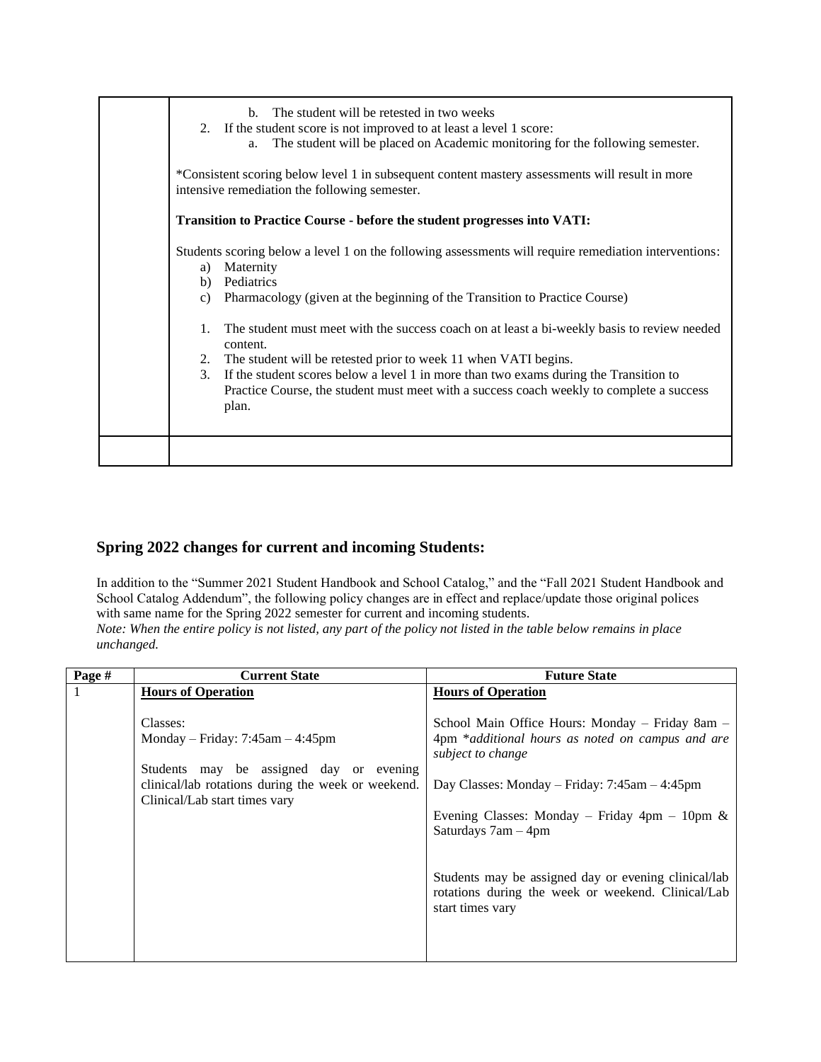| | b. The student will be retested in two weeks<br>2. If the student score is not improved to at least a level 1 score:<br>a. The student will be placed on Academic monitoring for the following semester.<br><br>*Consistent scoring below level 1 in subsequent content mastery assessments will result in more intensive remediation the following semester.<br><br>**Transition to Practice Course - before the student progresses into VATI:**<br><br>Students scoring below a level 1 on the following assessments will require remediation interventions:<br>a) Maternity<br>b) Pediatrics<br>c) Pharmacology (given at the beginning of the Transition to Practice Course)<br><br>1. The student must meet with the success coach on at least a bi-weekly basis to review needed content.<br>2. The student will be retested prior to week 11 when VATI begins.<br>3. If the student scores below a level 1 in more than two exams during the Transition to Practice Course, the student must meet with a success coach weekly to complete a success plan. |
|---|---|
| | |

## Spring 2022 changes for current and incoming Students:

In addition to the "Summer 2021 Student Handbook and School Catalog," and the "Fall 2021 Student Handbook and School Catalog Addendum", the following policy changes are in effect and replace/update those original polices with same name for the Spring 2022 semester for current and incoming students.
*Note: When the entire policy is not listed, any part of the policy not listed in the table below remains in place unchanged.*

| Page # | Current State | Future State |
|---|---|---|
| 1 | **Hours of Operation**<br><br>Classes:<br>Monday – Friday: 7:45am – 4:45pm<br><br>Students may be assigned day or evening clinical/lab rotations during the week or weekend. Clinical/Lab start times vary | **Hours of Operation**<br><br>School Main Office Hours: Monday – Friday 8am – 4pm *additional hours as noted on campus and are subject to change*<br><br>Day Classes: Monday – Friday: 7:45am – 4:45pm<br><br>Evening Classes: Monday – Friday 4pm – 10pm & Saturdays 7am – 4pm<br><br>Students may be assigned day or evening clinical/lab rotations during the week or weekend. Clinical/Lab start times vary |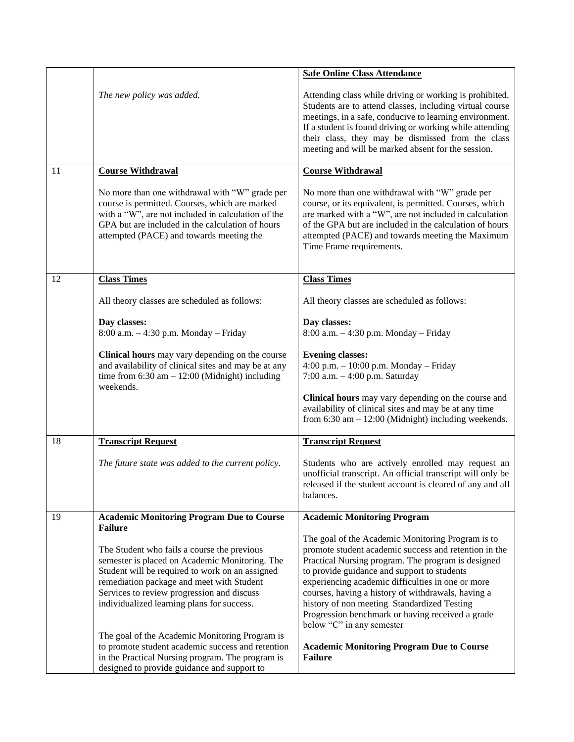| | | |
|---|---|---|
| | *The new policy was added.* | **Safe Online Class Attendance**<br><br>Attending class while driving or working is prohibited. Students are to attend classes, including virtual course meetings, in a safe, conducive to learning environment. If a student is found driving or working while attending their class, they may be dismissed from the class meeting and will be marked absent for the session. |
| 11 | **Course Withdrawal**<br><br>No more than one withdrawal with "W" grade per course is permitted. Courses, which are marked with a "W", are not included in calculation of the GPA but are included in the calculation of hours attempted (PACE) and towards meeting the | **Course Withdrawal**<br><br>No more than one withdrawal with "W" grade per course, or its equivalent, is permitted. Courses, which are marked with a "W", are not included in calculation of the GPA but are included in the calculation of hours attempted (PACE) and towards meeting the Maximum Time Frame requirements. |
| 12 | **Class Times**<br><br>All theory classes are scheduled as follows:<br><br>**Day classes:**<br>8:00 a.m. – 4:30 p.m. Monday – Friday<br><br>**Clinical hours** may vary depending on the course and availability of clinical sites and may be at any time from 6:30 am – 12:00 (Midnight) including weekends. | **Class Times**<br><br>All theory classes are scheduled as follows:<br><br>**Day classes:**<br>8:00 a.m. – 4:30 p.m. Monday – Friday<br><br>**Evening classes:**<br>4:00 p.m. – 10:00 p.m. Monday – Friday<br>7:00 a.m. – 4:00 p.m. Saturday<br><br>**Clinical hours** may vary depending on the course and availability of clinical sites and may be at any time from 6:30 am – 12:00 (Midnight) including weekends. |
| 18 | **Transcript Request**<br><br>*The future state was added to the current policy.* | **Transcript Request**<br><br>Students who are actively enrolled may request an unofficial transcript. An official transcript will only be released if the student account is cleared of any and all balances. |
| 19 | **Academic Monitoring Program Due to Course Failure**<br><br>The Student who fails a course the previous semester is placed on Academic Monitoring. The Student will be required to work on an assigned remediation package and meet with Student Services to review progression and discuss individualized learning plans for success.<br><br>The goal of the Academic Monitoring Program is to promote student academic success and retention in the Practical Nursing program. The program is designed to provide guidance and support to | **Academic Monitoring Program**<br><br>The goal of the Academic Monitoring Program is to promote student academic success and retention in the Practical Nursing program. The program is designed to provide guidance and support to students experiencing academic difficulties in one or more courses, having a history of withdrawals, having a history of non meeting Standardized Testing Progression benchmark or having received a grade below "C" in any semester<br><br>**Academic Monitoring Program Due to Course Failure** |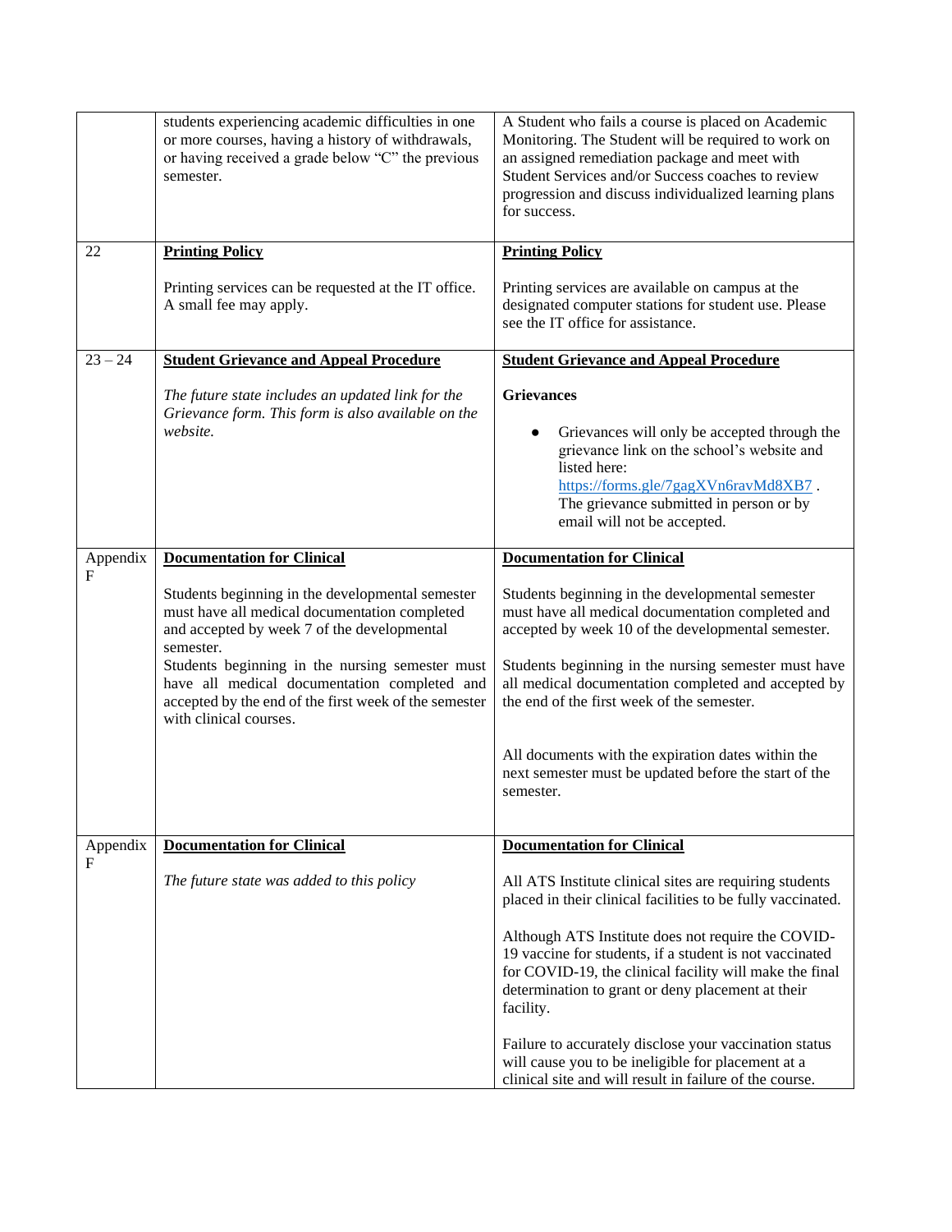| | | |
|---|---|---|
| | students experiencing academic difficulties in one or more courses, having a history of withdrawals, or having received a grade below "C" the previous semester. | A Student who fails a course is placed on Academic Monitoring. The Student will be required to work on an assigned remediation package and meet with Student Services and/or Success coaches to review progression and discuss individualized learning plans for success. |
| 22 | **Printing Policy**<br><br>Printing services can be requested at the IT office. A small fee may apply. | **Printing Policy**<br><br>Printing services are available on campus at the designated computer stations for student use. Please see the IT office for assistance. |
| 23 – 24 | **Student Grievance and Appeal Procedure**<br><br>*The future state includes an updated link for the Grievance form. This form is also available on the website.* | **Student Grievance and Appeal Procedure**<br><br>**Grievances**<br><br>● Grievances will only be accepted through the grievance link on the school's website and listed here: https://forms.gle/7gagXVn6ravMd8XB7 . The grievance submitted in person or by email will not be accepted. |
| Appendix F | **Documentation for Clinical**<br><br>Students beginning in the developmental semester must have all medical documentation completed and accepted by week 7 of the developmental semester.<br>Students beginning in the nursing semester must have all medical documentation completed and accepted by the end of the first week of the semester with clinical courses. | **Documentation for Clinical**<br><br>Students beginning in the developmental semester must have all medical documentation completed and accepted by week 10 of the developmental semester.<br><br>Students beginning in the nursing semester must have all medical documentation completed and accepted by the end of the first week of the semester.<br><br>All documents with the expiration dates within the next semester must be updated before the start of the semester. |
| Appendix F | **Documentation for Clinical**<br><br>*The future state was added to this policy* | **Documentation for Clinical**<br><br>All ATS Institute clinical sites are requiring students placed in their clinical facilities to be fully vaccinated.<br><br>Although ATS Institute does not require the COVID-19 vaccine for students, if a student is not vaccinated for COVID-19, the clinical facility will make the final determination to grant or deny placement at their facility.<br><br>Failure to accurately disclose your vaccination status will cause you to be ineligible for placement at a clinical site and will result in failure of the course. |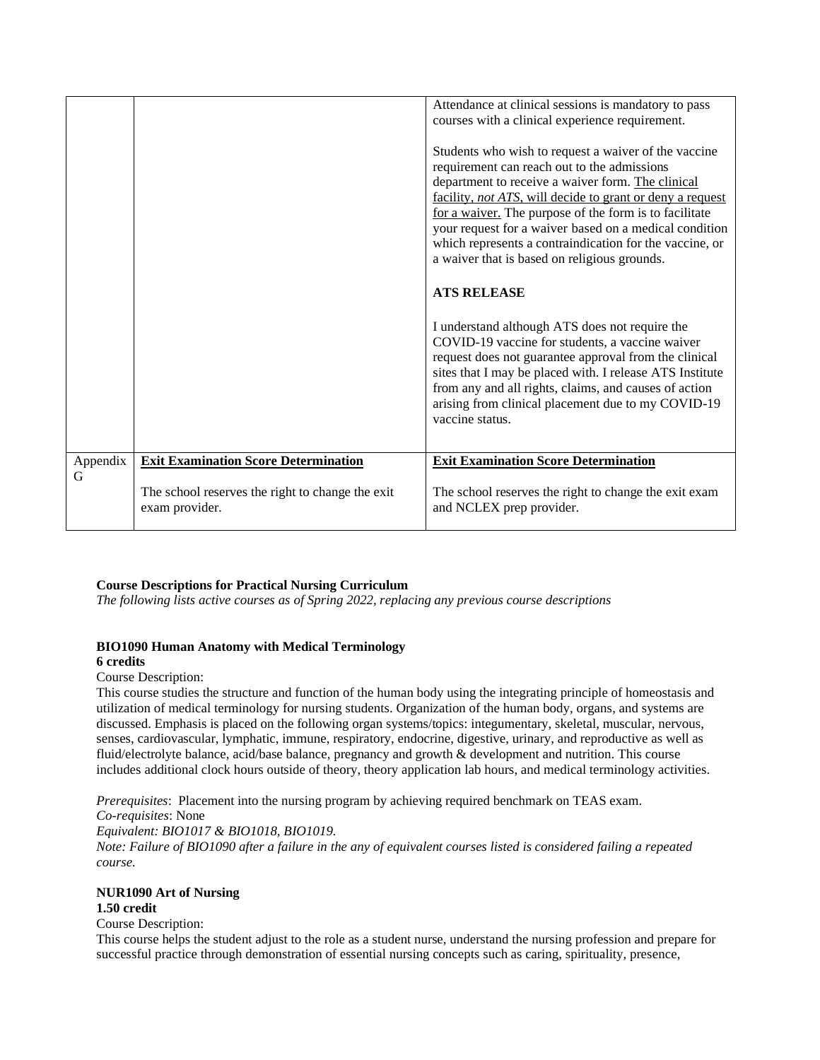| | | |
|---|---|---|
| | | Attendance at clinical sessions is mandatory to pass courses with a clinical experience requirement.<br><br>Students who wish to request a waiver of the vaccine requirement can reach out to the admissions department to receive a waiver form. <u>The clinical facility, *not ATS*, will decide to grant or deny a request for a waiver.</u> The purpose of the form is to facilitate your request for a waiver based on a medical condition which represents a contraindication for the vaccine, or a waiver that is based on religious grounds.<br><br>**ATS RELEASE**<br><br>I understand although ATS does not require the COVID-19 vaccine for students, a vaccine waiver request does not guarantee approval from the clinical sites that I may be placed with. I release ATS Institute from any and all rights, claims, and causes of action arising from clinical placement due to my COVID-19 vaccine status. |
| Appendix G | **<u>Exit Examination Score Determination</u>**<br><br>The school reserves the right to change the exit exam provider. | **<u>Exit Examination Score Determination</u>**<br><br>The school reserves the right to change the exit exam and NCLEX prep provider. |

**Course Descriptions for Practical Nursing Curriculum**

*The following lists active courses as of Spring 2022, replacing any previous course descriptions*

**BIO1090 Human Anatomy with Medical Terminology**
**6 credits**

Course Description:

This course studies the structure and function of the human body using the integrating principle of homeostasis and utilization of medical terminology for nursing students. Organization of the human body, organs, and systems are discussed. Emphasis is placed on the following organ systems/topics: integumentary, skeletal, muscular, nervous, senses, cardiovascular, lymphatic, immune, respiratory, endocrine, digestive, urinary, and reproductive as well as fluid/electrolyte balance, acid/base balance, pregnancy and growth & development and nutrition. This course includes additional clock hours outside of theory, theory application lab hours, and medical terminology activities.

*Prerequisites*: Placement into the nursing program by achieving required benchmark on TEAS exam.
*Co-requisites*: None
*Equivalent: BIO1017 & BIO1018, BIO1019.*
*Note: Failure of BIO1090 after a failure in the any of equivalent courses listed is considered failing a repeated course.*

**NUR1090 Art of Nursing**
**1.50 credit**

Course Description:

This course helps the student adjust to the role as a student nurse, understand the nursing profession and prepare for successful practice through demonstration of essential nursing concepts such as caring, spirituality, presence,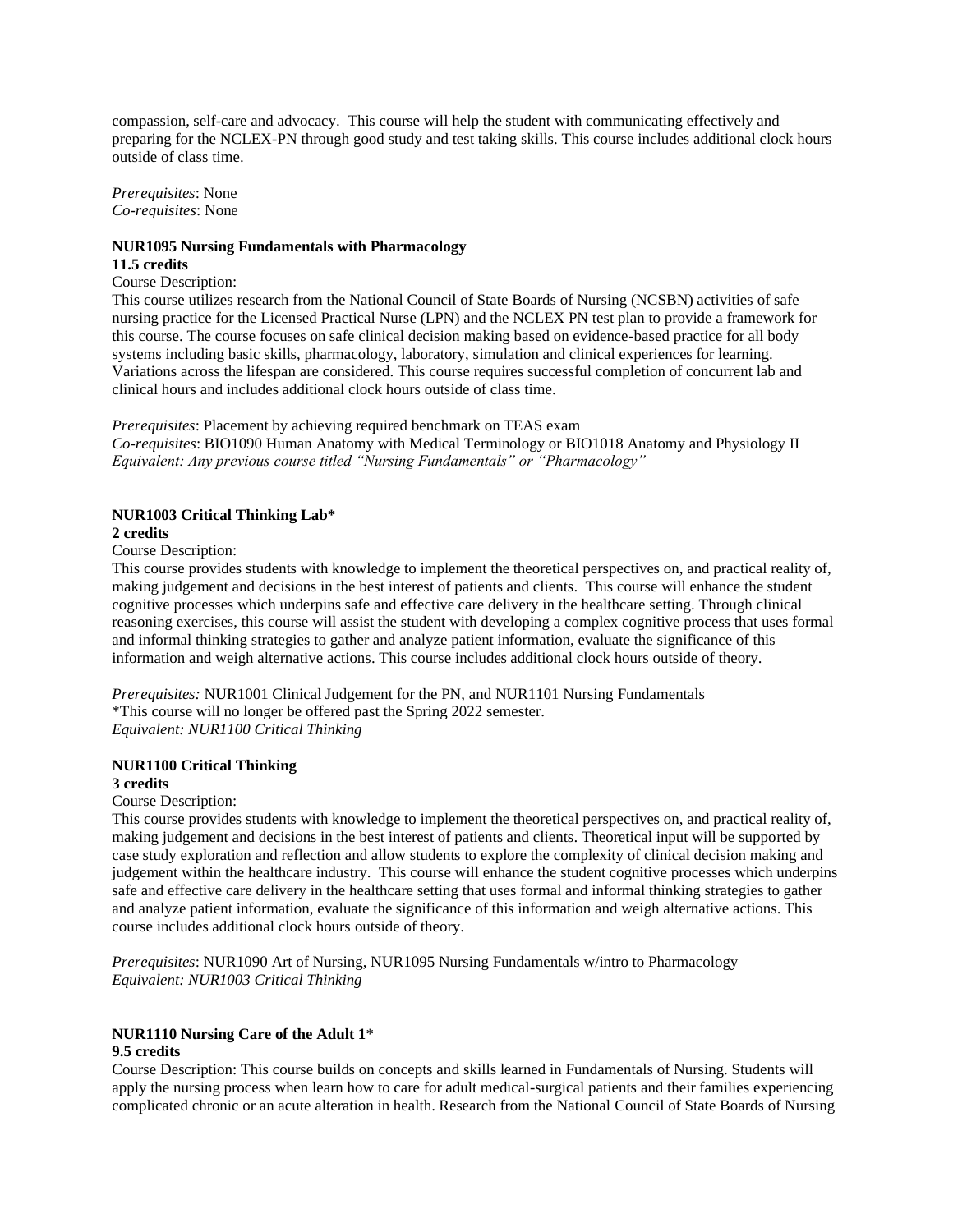compassion, self-care and advocacy. This course will help the student with communicating effectively and preparing for the NCLEX-PN through good study and test taking skills. This course includes additional clock hours outside of class time.

*Prerequisites*: None
*Co-requisites*: None

**NUR1095 Nursing Fundamentals with Pharmacology**
**11.5 credits**
Course Description:
This course utilizes research from the National Council of State Boards of Nursing (NCSBN) activities of safe nursing practice for the Licensed Practical Nurse (LPN) and the NCLEX PN test plan to provide a framework for this course. The course focuses on safe clinical decision making based on evidence-based practice for all body systems including basic skills, pharmacology, laboratory, simulation and clinical experiences for learning. Variations across the lifespan are considered. This course requires successful completion of concurrent lab and clinical hours and includes additional clock hours outside of class time.

*Prerequisites*: Placement by achieving required benchmark on TEAS exam
*Co-requisites*: BIO1090 Human Anatomy with Medical Terminology or BIO1018 Anatomy and Physiology II
*Equivalent: Any previous course titled "Nursing Fundamentals" or "Pharmacology"*

**NUR1003 Critical Thinking Lab***
**2 credits**
Course Description:
This course provides students with knowledge to implement the theoretical perspectives on, and practical reality of, making judgement and decisions in the best interest of patients and clients. This course will enhance the student cognitive processes which underpins safe and effective care delivery in the healthcare setting. Through clinical reasoning exercises, this course will assist the student with developing a complex cognitive process that uses formal and informal thinking strategies to gather and analyze patient information, evaluate the significance of this information and weigh alternative actions. This course includes additional clock hours outside of theory.

*Prerequisites:* NUR1001 Clinical Judgement for the PN, and NUR1101 Nursing Fundamentals
*This course will no longer be offered past the Spring 2022 semester.
*Equivalent: NUR1100 Critical Thinking*

**NUR1100 Critical Thinking**
**3 credits**
Course Description:
This course provides students with knowledge to implement the theoretical perspectives on, and practical reality of, making judgement and decisions in the best interest of patients and clients. Theoretical input will be supported by case study exploration and reflection and allow students to explore the complexity of clinical decision making and judgement within the healthcare industry. This course will enhance the student cognitive processes which underpins safe and effective care delivery in the healthcare setting that uses formal and informal thinking strategies to gather and analyze patient information, evaluate the significance of this information and weigh alternative actions. This course includes additional clock hours outside of theory.

*Prerequisites*: NUR1090 Art of Nursing, NUR1095 Nursing Fundamentals w/intro to Pharmacology
*Equivalent: NUR1003 Critical Thinking*

**NUR1110 Nursing Care of the Adult 1***
**9.5 credits**
Course Description: This course builds on concepts and skills learned in Fundamentals of Nursing. Students will apply the nursing process when learn how to care for adult medical-surgical patients and their families experiencing complicated chronic or an acute alteration in health. Research from the National Council of State Boards of Nursing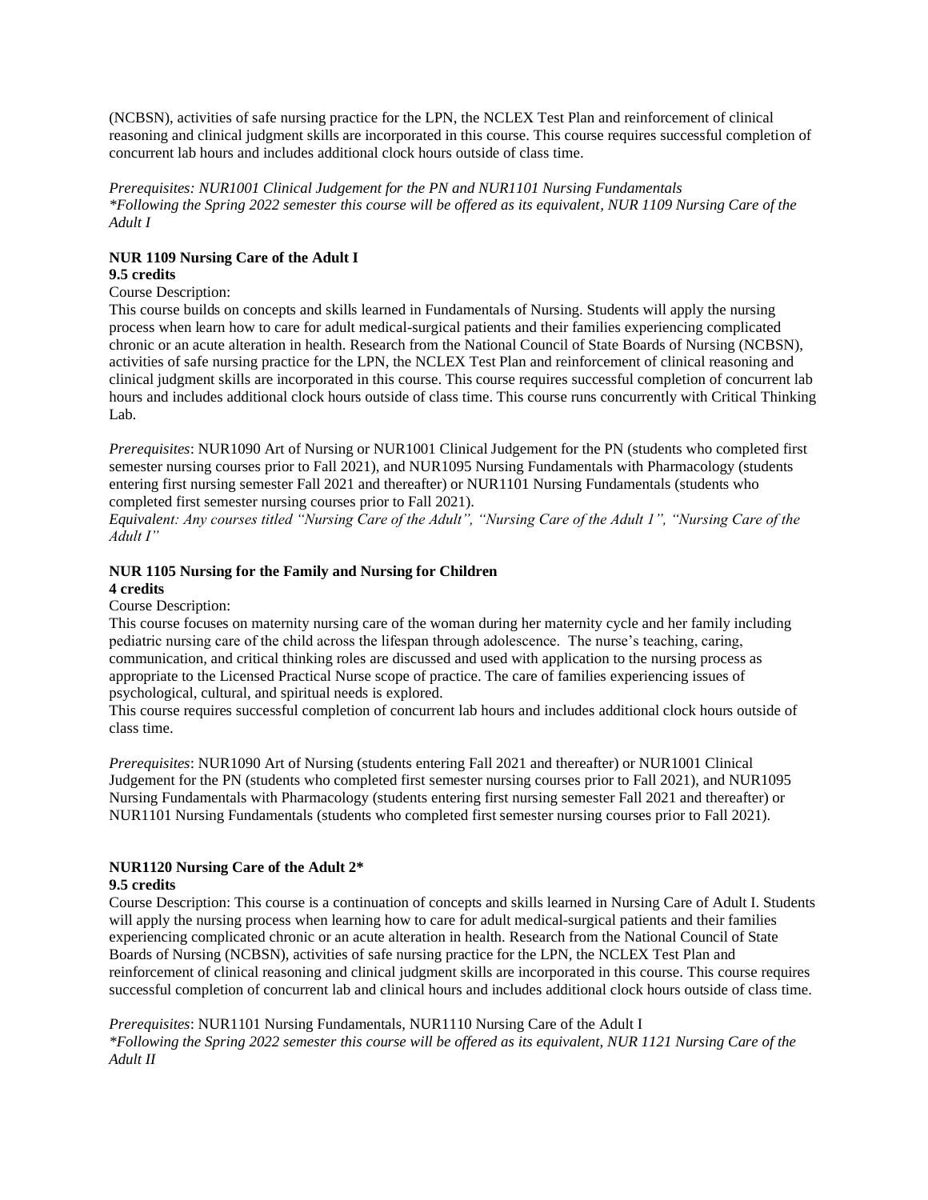(NCBSN), activities of safe nursing practice for the LPN, the NCLEX Test Plan and reinforcement of clinical reasoning and clinical judgment skills are incorporated in this course. This course requires successful completion of concurrent lab hours and includes additional clock hours outside of class time.

*Prerequisites: NUR1001 Clinical Judgement for the PN and NUR1101 Nursing Fundamentals*
*\*Following the Spring 2022 semester this course will be offered as its equivalent, NUR 1109 Nursing Care of the Adult I*

**NUR 1109 Nursing Care of the Adult I**
**9.5 credits**

Course Description:
This course builds on concepts and skills learned in Fundamentals of Nursing. Students will apply the nursing process when learn how to care for adult medical-surgical patients and their families experiencing complicated chronic or an acute alteration in health. Research from the National Council of State Boards of Nursing (NCBSN), activities of safe nursing practice for the LPN, the NCLEX Test Plan and reinforcement of clinical reasoning and clinical judgment skills are incorporated in this course. This course requires successful completion of concurrent lab hours and includes additional clock hours outside of class time. This course runs concurrently with Critical Thinking Lab.

*Prerequisites*: NUR1090 Art of Nursing or NUR1001 Clinical Judgement for the PN (students who completed first semester nursing courses prior to Fall 2021), and NUR1095 Nursing Fundamentals with Pharmacology (students entering first nursing semester Fall 2021 and thereafter) or NUR1101 Nursing Fundamentals (students who completed first semester nursing courses prior to Fall 2021).
*Equivalent: Any courses titled "Nursing Care of the Adult", "Nursing Care of the Adult 1", "Nursing Care of the Adult I"*

**NUR 1105 Nursing for the Family and Nursing for Children**
**4 credits**

Course Description:
This course focuses on maternity nursing care of the woman during her maternity cycle and her family including pediatric nursing care of the child across the lifespan through adolescence. The nurse's teaching, caring, communication, and critical thinking roles are discussed and used with application to the nursing process as appropriate to the Licensed Practical Nurse scope of practice. The care of families experiencing issues of psychological, cultural, and spiritual needs is explored.
This course requires successful completion of concurrent lab hours and includes additional clock hours outside of class time.

*Prerequisites*: NUR1090 Art of Nursing (students entering Fall 2021 and thereafter) or NUR1001 Clinical Judgement for the PN (students who completed first semester nursing courses prior to Fall 2021), and NUR1095 Nursing Fundamentals with Pharmacology (students entering first nursing semester Fall 2021 and thereafter) or NUR1101 Nursing Fundamentals (students who completed first semester nursing courses prior to Fall 2021).

**NUR1120 Nursing Care of the Adult 2\***
**9.5 credits**

Course Description: This course is a continuation of concepts and skills learned in Nursing Care of Adult I. Students will apply the nursing process when learning how to care for adult medical-surgical patients and their families experiencing complicated chronic or an acute alteration in health. Research from the National Council of State Boards of Nursing (NCBSN), activities of safe nursing practice for the LPN, the NCLEX Test Plan and reinforcement of clinical reasoning and clinical judgment skills are incorporated in this course. This course requires successful completion of concurrent lab and clinical hours and includes additional clock hours outside of class time.

*Prerequisites*: NUR1101 Nursing Fundamentals, NUR1110 Nursing Care of the Adult I
*\*Following the Spring 2022 semester this course will be offered as its equivalent, NUR 1121 Nursing Care of the Adult II*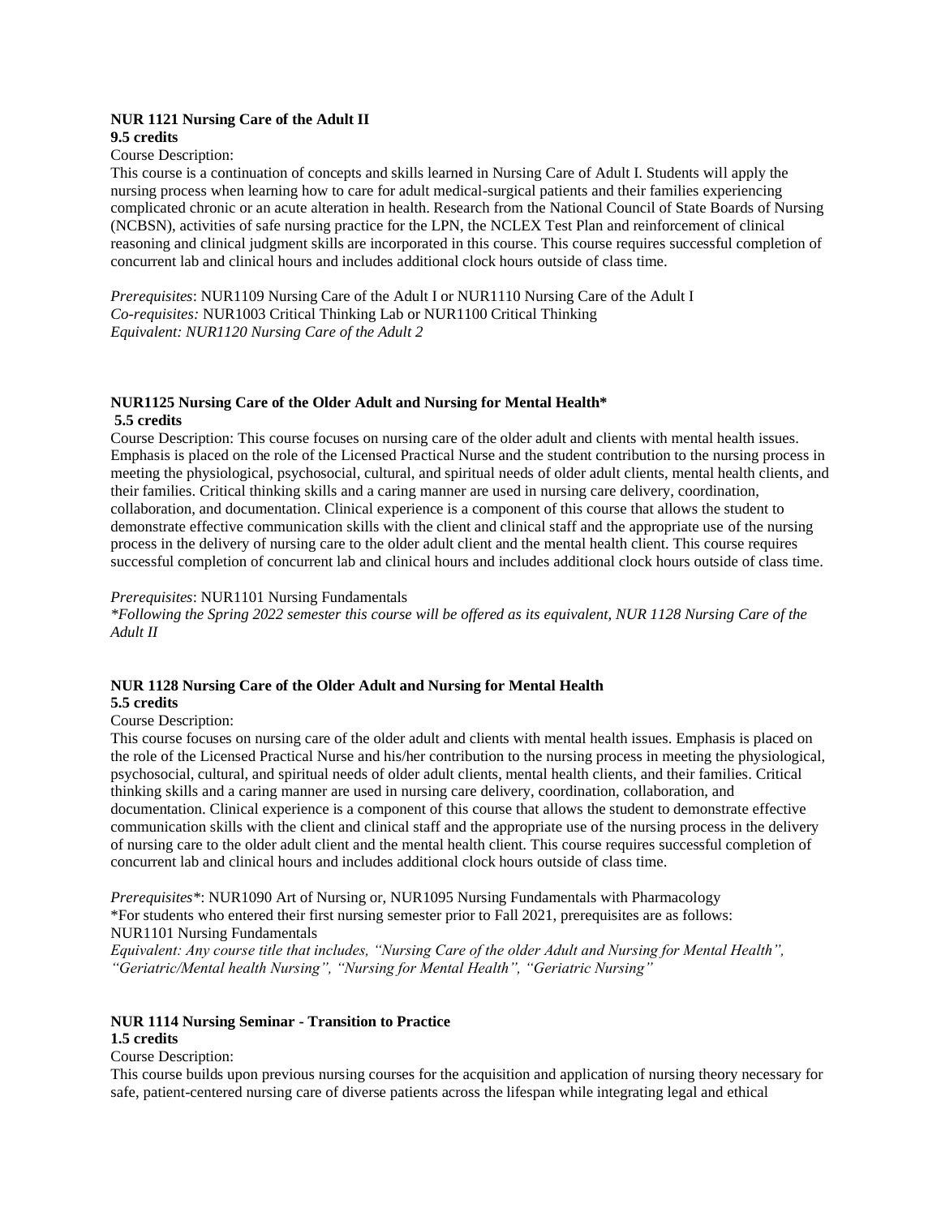**NUR 1121 Nursing Care of the Adult II**
**9.5 credits**

Course Description:

This course is a continuation of concepts and skills learned in Nursing Care of Adult I. Students will apply the nursing process when learning how to care for adult medical-surgical patients and their families experiencing complicated chronic or an acute alteration in health. Research from the National Council of State Boards of Nursing (NCBSN), activities of safe nursing practice for the LPN, the NCLEX Test Plan and reinforcement of clinical reasoning and clinical judgment skills are incorporated in this course. This course requires successful completion of concurrent lab and clinical hours and includes additional clock hours outside of class time.

*Prerequisites*: NUR1109 Nursing Care of the Adult I or NUR1110 Nursing Care of the Adult I
*Co-requisites:* NUR1003 Critical Thinking Lab or NUR1100 Critical Thinking
*Equivalent: NUR1120 Nursing Care of the Adult 2*

**NUR1125 Nursing Care of the Older Adult and Nursing for Mental Health***
**5.5 credits**

Course Description: This course focuses on nursing care of the older adult and clients with mental health issues. Emphasis is placed on the role of the Licensed Practical Nurse and the student contribution to the nursing process in meeting the physiological, psychosocial, cultural, and spiritual needs of older adult clients, mental health clients, and their families. Critical thinking skills and a caring manner are used in nursing care delivery, coordination, collaboration, and documentation. Clinical experience is a component of this course that allows the student to demonstrate effective communication skills with the client and clinical staff and the appropriate use of the nursing process in the delivery of nursing care to the older adult client and the mental health client. This course requires successful completion of concurrent lab and clinical hours and includes additional clock hours outside of class time.

*Prerequisites*: NUR1101 Nursing Fundamentals
**Following the Spring 2022 semester this course will be offered as its equivalent, NUR 1128 Nursing Care of the Adult II*

**NUR 1128 Nursing Care of the Older Adult and Nursing for Mental Health**
**5.5 credits**

Course Description:

This course focuses on nursing care of the older adult and clients with mental health issues. Emphasis is placed on the role of the Licensed Practical Nurse and his/her contribution to the nursing process in meeting the physiological, psychosocial, cultural, and spiritual needs of older adult clients, mental health clients, and their families. Critical thinking skills and a caring manner are used in nursing care delivery, coordination, collaboration, and documentation. Clinical experience is a component of this course that allows the student to demonstrate effective communication skills with the client and clinical staff and the appropriate use of the nursing process in the delivery of nursing care to the older adult client and the mental health client. This course requires successful completion of concurrent lab and clinical hours and includes additional clock hours outside of class time.

*Prerequisites**: NUR1090 Art of Nursing or, NUR1095 Nursing Fundamentals with Pharmacology
*For students who entered their first nursing semester prior to Fall 2021, prerequisites are as follows: NUR1101 Nursing Fundamentals
*Equivalent: Any course title that includes, "Nursing Care of the older Adult and Nursing for Mental Health", "Geriatric/Mental health Nursing", "Nursing for Mental Health", "Geriatric Nursing"*

**NUR 1114 Nursing Seminar - Transition to Practice**
**1.5 credits**

Course Description:

This course builds upon previous nursing courses for the acquisition and application of nursing theory necessary for safe, patient-centered nursing care of diverse patients across the lifespan while integrating legal and ethical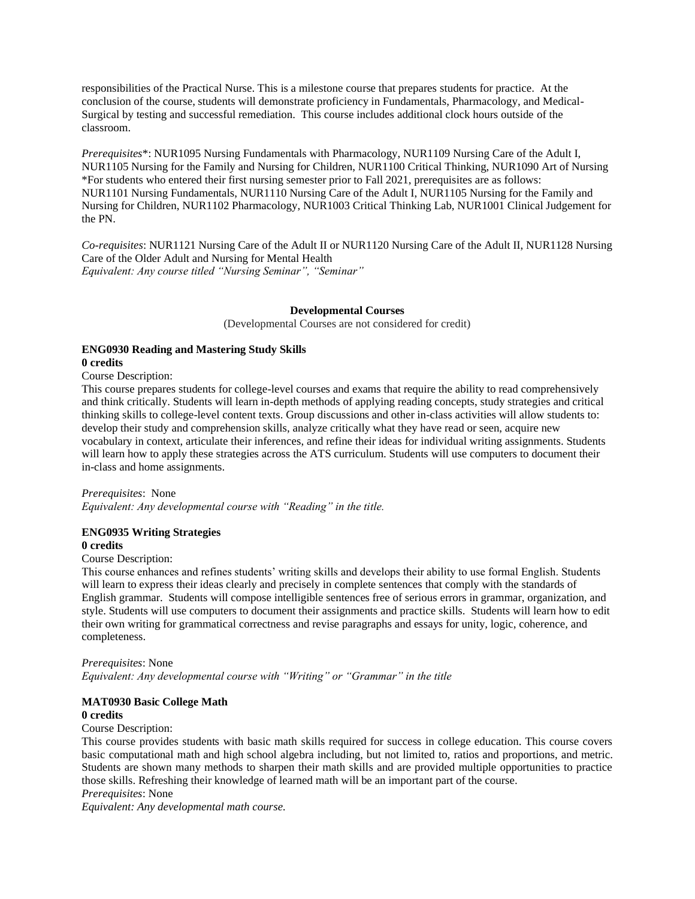responsibilities of the Practical Nurse. This is a milestone course that prepares students for practice. At the conclusion of the course, students will demonstrate proficiency in Fundamentals, Pharmacology, and Medical-Surgical by testing and successful remediation. This course includes additional clock hours outside of the classroom.

*Prerequisites*\*: NUR1095 Nursing Fundamentals with Pharmacology, NUR1109 Nursing Care of the Adult I, NUR1105 Nursing for the Family and Nursing for Children, NUR1100 Critical Thinking, NUR1090 Art of Nursing
\*For students who entered their first nursing semester prior to Fall 2021, prerequisites are as follows: NUR1101 Nursing Fundamentals, NUR1110 Nursing Care of the Adult I, NUR1105 Nursing for the Family and Nursing for Children, NUR1102 Pharmacology, NUR1003 Critical Thinking Lab, NUR1001 Clinical Judgement for the PN.

*Co-requisites*: NUR1121 Nursing Care of the Adult II or NUR1120 Nursing Care of the Adult II, NUR1128 Nursing Care of the Older Adult and Nursing for Mental Health
*Equivalent: Any course titled "Nursing Seminar", "Seminar"*

## Developmental Courses

(Developmental Courses are not considered for credit)

### ENG0930 Reading and Mastering Study Skills

**0 credits**

Course Description:

This course prepares students for college-level courses and exams that require the ability to read comprehensively and think critically. Students will learn in-depth methods of applying reading concepts, study strategies and critical thinking skills to college-level content texts. Group discussions and other in-class activities will allow students to: develop their study and comprehension skills, analyze critically what they have read or seen, acquire new vocabulary in context, articulate their inferences, and refine their ideas for individual writing assignments. Students will learn how to apply these strategies across the ATS curriculum. Students will use computers to document their in-class and home assignments.

*Prerequisites*: None
*Equivalent: Any developmental course with "Reading" in the title.*

### ENG0935 Writing Strategies

**0 credits**

Course Description:

This course enhances and refines students' writing skills and develops their ability to use formal English. Students will learn to express their ideas clearly and precisely in complete sentences that comply with the standards of English grammar. Students will compose intelligible sentences free of serious errors in grammar, organization, and style. Students will use computers to document their assignments and practice skills. Students will learn how to edit their own writing for grammatical correctness and revise paragraphs and essays for unity, logic, coherence, and completeness.

*Prerequisites*: None
*Equivalent: Any developmental course with "Writing" or "Grammar" in the title*

### MAT0930 Basic College Math

**0 credits**

Course Description:

This course provides students with basic math skills required for success in college education. This course covers basic computational math and high school algebra including, but not limited to, ratios and proportions, and metric. Students are shown many methods to sharpen their math skills and are provided multiple opportunities to practice those skills. Refreshing their knowledge of learned math will be an important part of the course.
*Prerequisites*: None
*Equivalent: Any developmental math course.*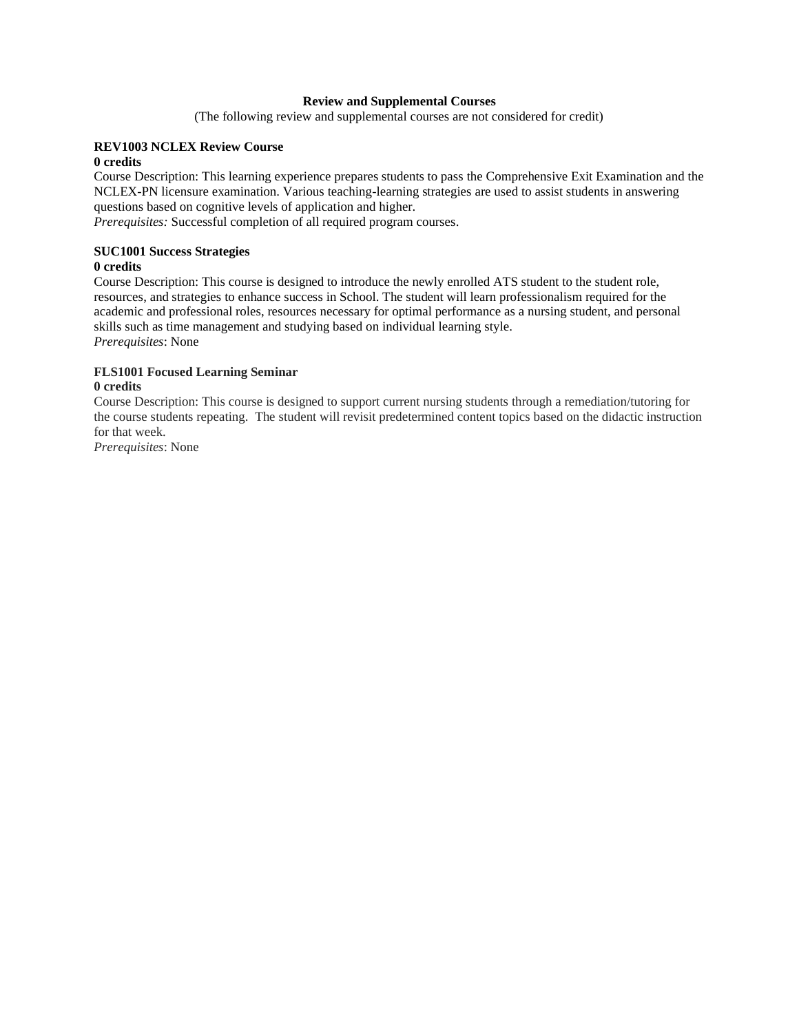## Review and Supplemental Courses

(The following review and supplemental courses are not considered for credit)

**REV1003 NCLEX Review Course**
**0 credits**
Course Description: This learning experience prepares students to pass the Comprehensive Exit Examination and the NCLEX-PN licensure examination. Various teaching-learning strategies are used to assist students in answering questions based on cognitive levels of application and higher.
*Prerequisites:* Successful completion of all required program courses.

**SUC1001 Success Strategies**
**0 credits**
Course Description: This course is designed to introduce the newly enrolled ATS student to the student role, resources, and strategies to enhance success in School. The student will learn professionalism required for the academic and professional roles, resources necessary for optimal performance as a nursing student, and personal skills such as time management and studying based on individual learning style.
*Prerequisites*: None

**FLS1001 Focused Learning Seminar**
**0 credits**
Course Description: This course is designed to support current nursing students through a remediation/tutoring for the course students repeating. The student will revisit predetermined content topics based on the didactic instruction for that week.
*Prerequisites*: None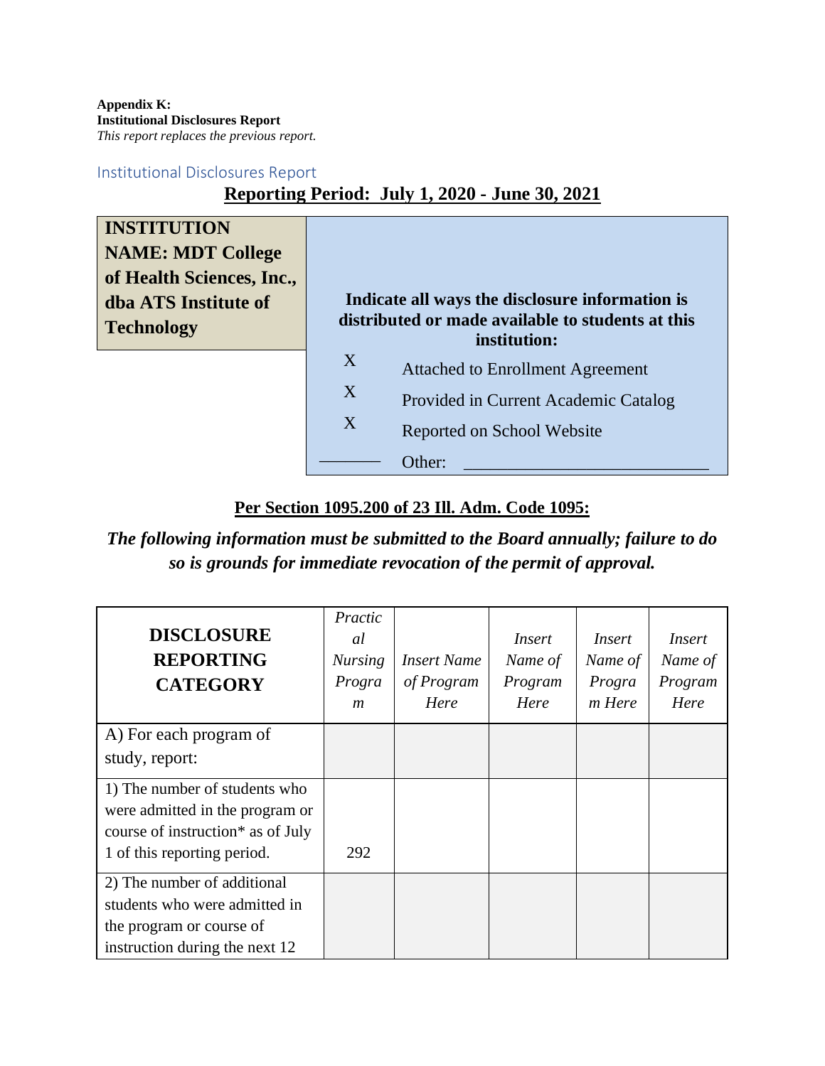**Appendix K:**
**Institutional Disclosures Report**
*This report replaces the previous report.*

## Institutional Disclosures Report

**Reporting Period: July 1, 2020 - June 30, 2021**

| **INSTITUTION NAME: MDT College of Health Sciences, Inc., dba ATS Institute of Technology** | **Indicate all ways the disclosure information is distributed or made available to students at this institution:** | |
|---|---|---|
| | X | Attached to Enrollment Agreement |
| | X | Provided in Current Academic Catalog |
| | X | Reported on School Website |
| | _______ | Other: ___________________________ |

**Per Section 1095.200 of 23 Ill. Adm. Code 1095:**

***The following information must be submitted to the Board annually; failure to do so is grounds for immediate revocation of the permit of approval.***

| **DISCLOSURE REPORTING CATEGORY** | *Practical Nursing Program* | *Insert Name of Program Here* | *Insert Name of Program Here* | *Insert Name of Program Here* | *Insert Name of Program Here* |
|---|---|---|---|---|---|
| A) For each program of study, report: | | | | | |
| 1) The number of students who were admitted in the program or course of instruction* as of July 1 of this reporting period. | 292 | | | | |
| 2) The number of additional students who were admitted in the program or course of instruction during the next 12 | | | | | |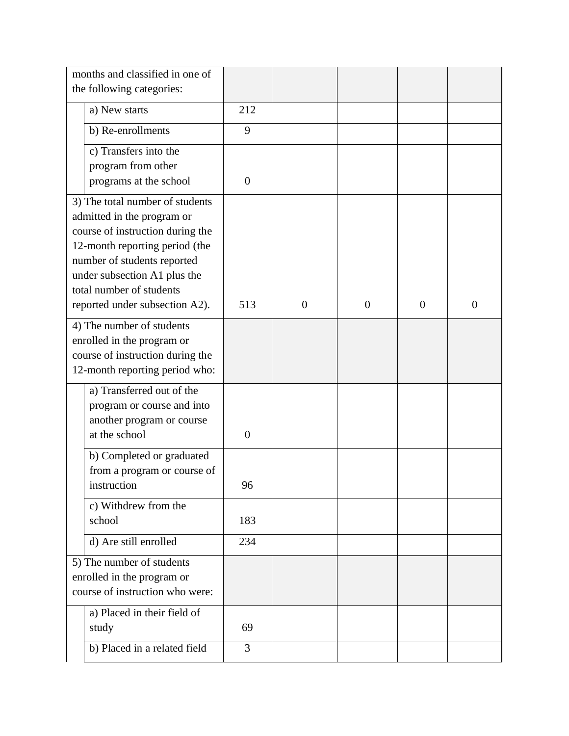| months and classified in one of the following categories: | | | | | |
|---|---|---|---|---|---|
| a) New starts | 212 | | | | |
| b) Re-enrollments | 9 | | | | |
| c) Transfers into the program from other programs at the school | 0 | | | | |
| 3) The total number of students admitted in the program or course of instruction during the 12-month reporting period (the number of students reported under subsection A1 plus the total number of students reported under subsection A2). | 513 | 0 | 0 | 0 | 0 |
| 4) The number of students enrolled in the program or course of instruction during the 12-month reporting period who: | | | | | |
| a) Transferred out of the program or course and into another program or course at the school | 0 | | | | |
| b) Completed or graduated from a program or course of instruction | 96 | | | | |
| c) Withdrew from the school | 183 | | | | |
| d) Are still enrolled | 234 | | | | |
| 5) The number of students enrolled in the program or course of instruction who were: | | | | | |
| a) Placed in their field of study | 69 | | | | |
| b) Placed in a related field | 3 | | | | |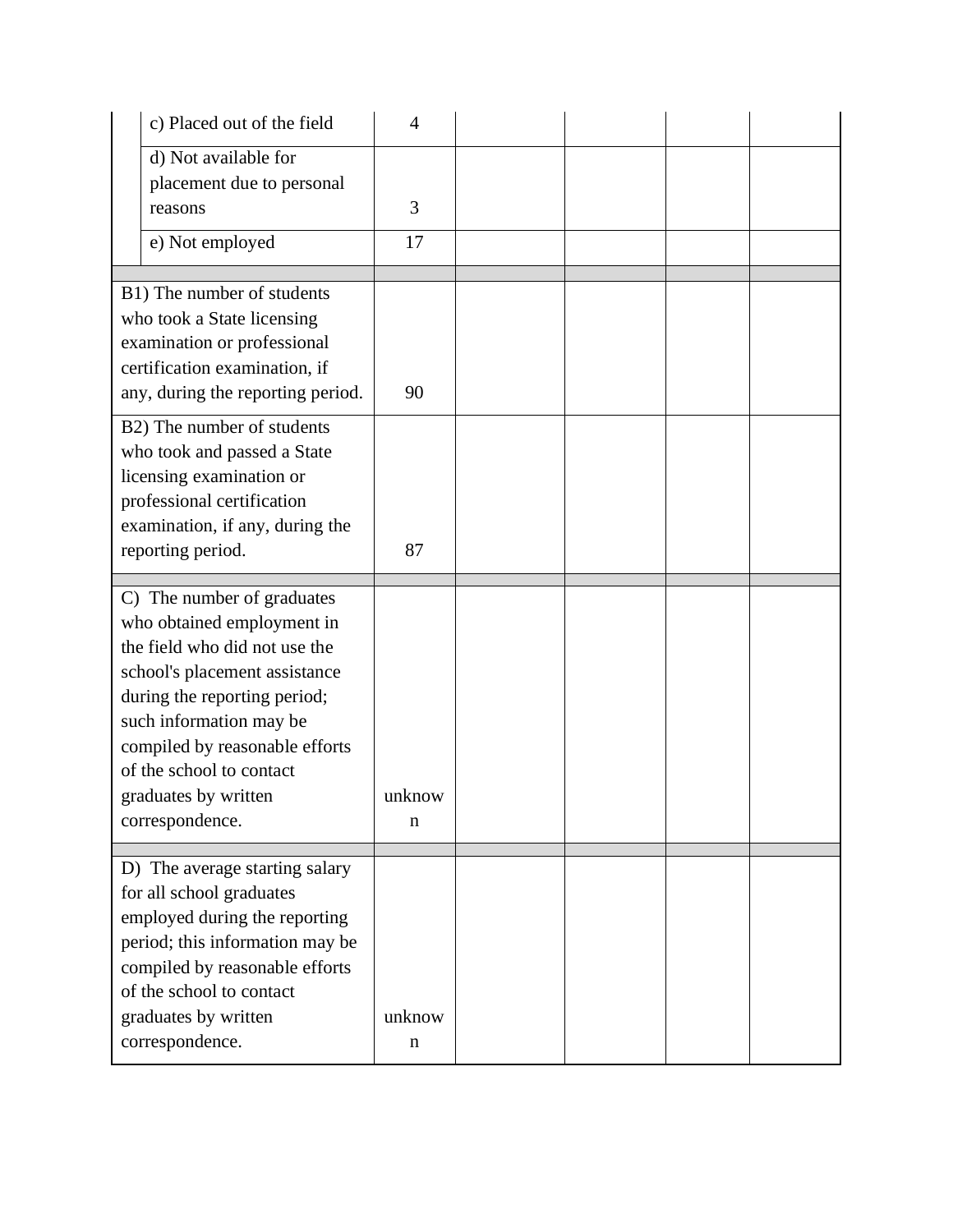| | | | | | |
|---|---|---|---|---|---|
| c) Placed out of the field | 4 | | | | |
| d) Not available for placement due to personal reasons | 3 | | | | |
| e) Not employed | 17 | | | | |
| | | | | | |
| B1) The number of students who took a State licensing examination or professional certification examination, if any, during the reporting period. | 90 | | | | |
| B2) The number of students who took and passed a State licensing examination or professional certification examination, if any, during the reporting period. | 87 | | | | |
| | | | | | |
| C) The number of graduates who obtained employment in the field who did not use the school's placement assistance during the reporting period; such information may be compiled by reasonable efforts of the school to contact graduates by written correspondence. | unknown | | | | |
| | | | | | |
| D) The average starting salary for all school graduates employed during the reporting period; this information may be compiled by reasonable efforts of the school to contact graduates by written correspondence. | unknown | | | | |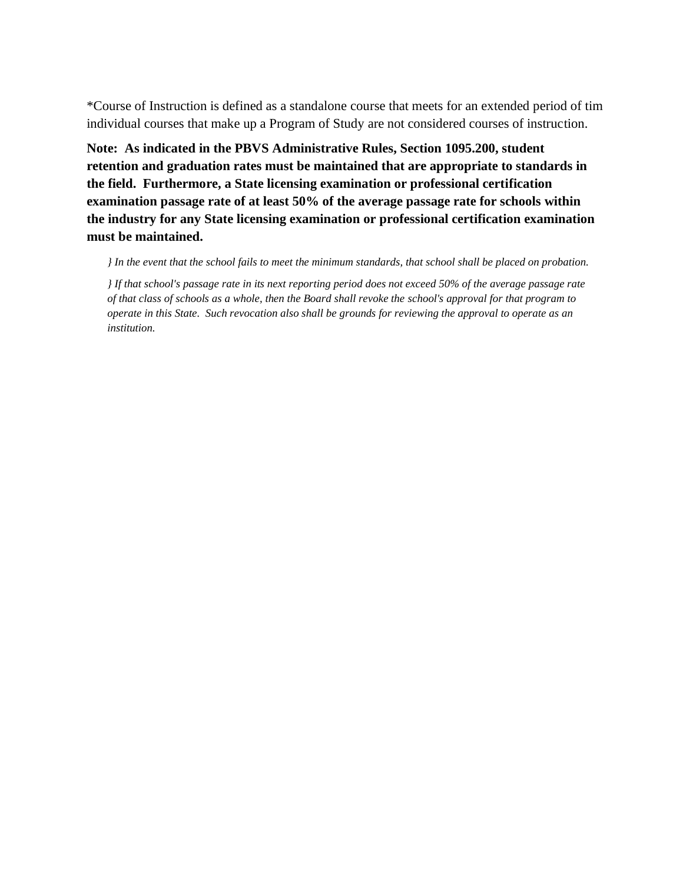*Course of Instruction is defined as a standalone course that meets for an extended period of tim individual courses that make up a Program of Study are not considered courses of instruction.

**Note: As indicated in the PBVS Administrative Rules, Section 1095.200, student retention and graduation rates must be maintained that are appropriate to standards in the field. Furthermore, a State licensing examination or professional certification examination passage rate of at least 50% of the average passage rate for schools within the industry for any State licensing examination or professional certification examination must be maintained.**

- *In the event that the school fails to meet the minimum standards, that school shall be placed on probation.*
- *If that school's passage rate in its next reporting period does not exceed 50% of the average passage rate of that class of schools as a whole, then the Board shall revoke the school's approval for that program to operate in this State. Such revocation also shall be grounds for reviewing the approval to operate as an institution.*